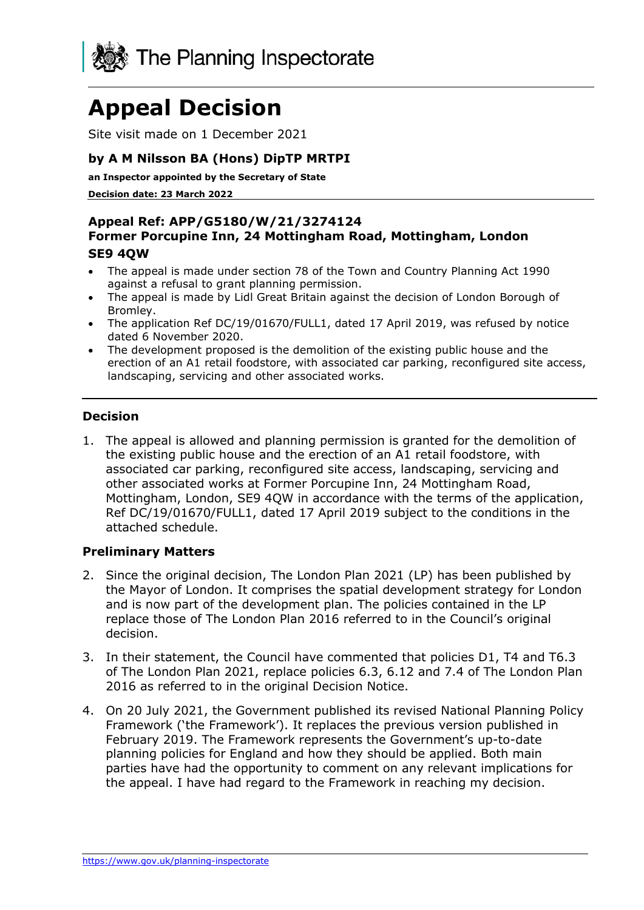The Planning Inspectorate

# Appeal Decision

Site visit made on 1 December 2021

### by A M Nilsson BA (Hons) DipTP MRTPI

**an Inspector appointed by the Secretary of State**

**Decision date: 23 March 2022**

### Appeal Ref: APP/G5180/W/21/3274124
### Former Porcupine Inn, 24 Mottingham Road, Mottingham, London SE9 4QW

- The appeal is made under section 78 of the Town and Country Planning Act 1990 against a refusal to grant planning permission.
- The appeal is made by Lidl Great Britain against the decision of London Borough of Bromley.
- The application Ref DC/19/01670/FULL1, dated 17 April 2019, was refused by notice dated 6 November 2020.
- The development proposed is the demolition of the existing public house and the erection of an A1 retail foodstore, with associated car parking, reconfigured site access, landscaping, servicing and other associated works.

## Decision

1. The appeal is allowed and planning permission is granted for the demolition of the existing public house and the erection of an A1 retail foodstore, with associated car parking, reconfigured site access, landscaping, servicing and other associated works at Former Porcupine Inn, 24 Mottingham Road, Mottingham, London, SE9 4QW in accordance with the terms of the application, Ref DC/19/01670/FULL1, dated 17 April 2019 subject to the conditions in the attached schedule.

## Preliminary Matters

2. Since the original decision, The London Plan 2021 (LP) has been published by the Mayor of London. It comprises the spatial development strategy for London and is now part of the development plan. The policies contained in the LP replace those of The London Plan 2016 referred to in the Council's original decision.

3. In their statement, the Council have commented that policies D1, T4 and T6.3 of The London Plan 2021, replace policies 6.3, 6.12 and 7.4 of The London Plan 2016 as referred to in the original Decision Notice.

4. On 20 July 2021, the Government published its revised National Planning Policy Framework ('the Framework'). It replaces the previous version published in February 2019. The Framework represents the Government's up-to-date planning policies for England and how they should be applied. Both main parties have had the opportunity to comment on any relevant implications for the appeal. I have had regard to the Framework in reaching my decision.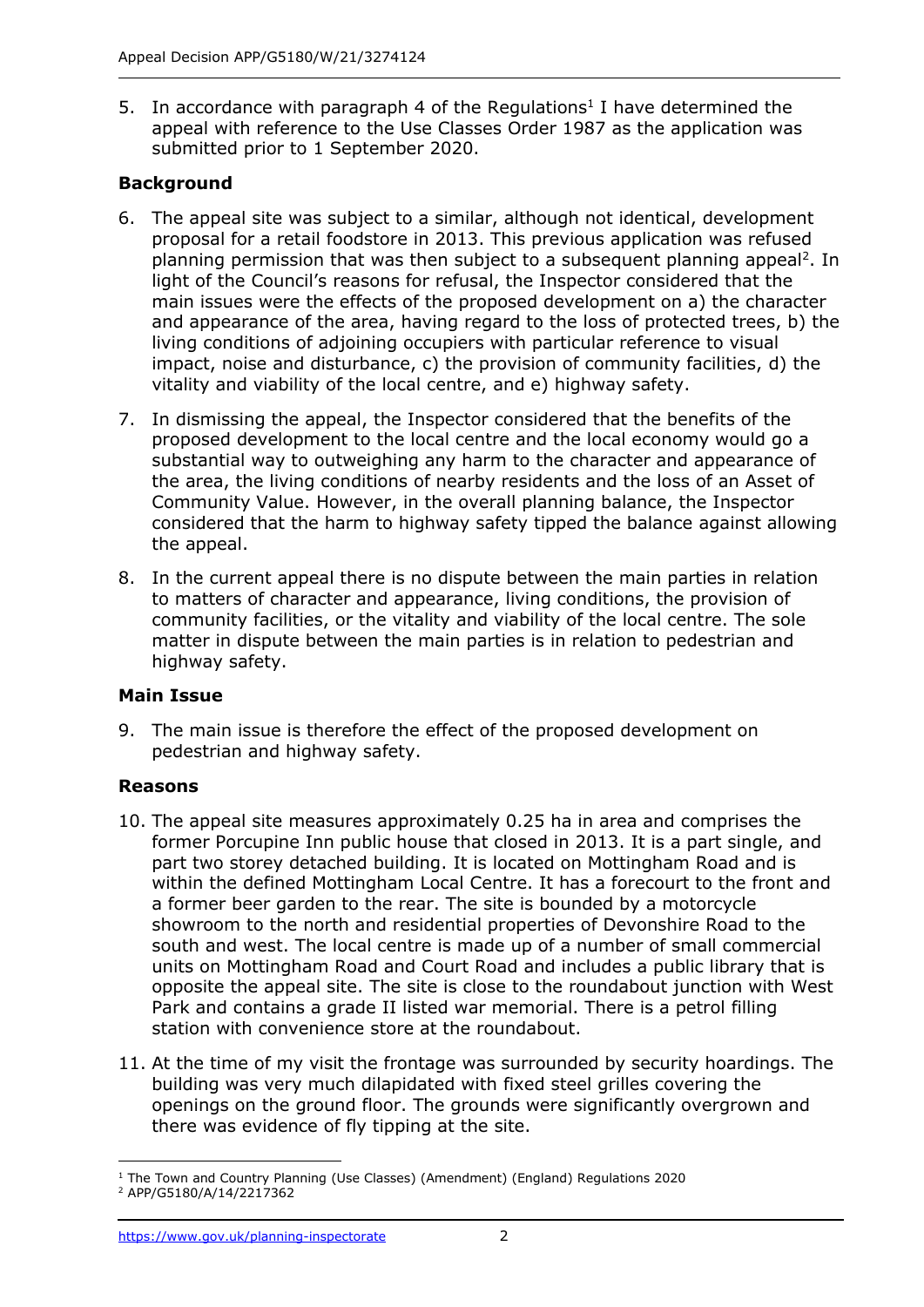5. In accordance with paragraph 4 of the Regulations[1] I have determined the appeal with reference to the Use Classes Order 1987 as the application was submitted prior to 1 September 2020.

## Background

6. The appeal site was subject to a similar, although not identical, development proposal for a retail foodstore in 2013. This previous application was refused planning permission that was then subject to a subsequent planning appeal[2]. In light of the Council's reasons for refusal, the Inspector considered that the main issues were the effects of the proposed development on a) the character and appearance of the area, having regard to the loss of protected trees, b) the living conditions of adjoining occupiers with particular reference to visual impact, noise and disturbance, c) the provision of community facilities, d) the vitality and viability of the local centre, and e) highway safety.

7. In dismissing the appeal, the Inspector considered that the benefits of the proposed development to the local centre and the local economy would go a substantial way to outweighing any harm to the character and appearance of the area, the living conditions of nearby residents and the loss of an Asset of Community Value. However, in the overall planning balance, the Inspector considered that the harm to highway safety tipped the balance against allowing the appeal.

8. In the current appeal there is no dispute between the main parties in relation to matters of character and appearance, living conditions, the provision of community facilities, or the vitality and viability of the local centre. The sole matter in dispute between the main parties is in relation to pedestrian and highway safety.

## Main Issue

9. The main issue is therefore the effect of the proposed development on pedestrian and highway safety.

## Reasons

10. The appeal site measures approximately 0.25 ha in area and comprises the former Porcupine Inn public house that closed in 2013. It is a part single, and part two storey detached building. It is located on Mottingham Road and is within the defined Mottingham Local Centre. It has a forecourt to the front and a former beer garden to the rear. The site is bounded by a motorcycle showroom to the north and residential properties of Devonshire Road to the south and west. The local centre is made up of a number of small commercial units on Mottingham Road and Court Road and includes a public library that is opposite the appeal site. The site is close to the roundabout junction with West Park and contains a grade II listed war memorial. There is a petrol filling station with convenience store at the roundabout.

11. At the time of my visit the frontage was surrounded by security hoardings. The building was very much dilapidated with fixed steel grilles covering the openings on the ground floor. The grounds were significantly overgrown and there was evidence of fly tipping at the site.

---

[1] The Town and Country Planning (Use Classes) (Amendment) (England) Regulations 2020

[2] APP/G5180/A/14/2217362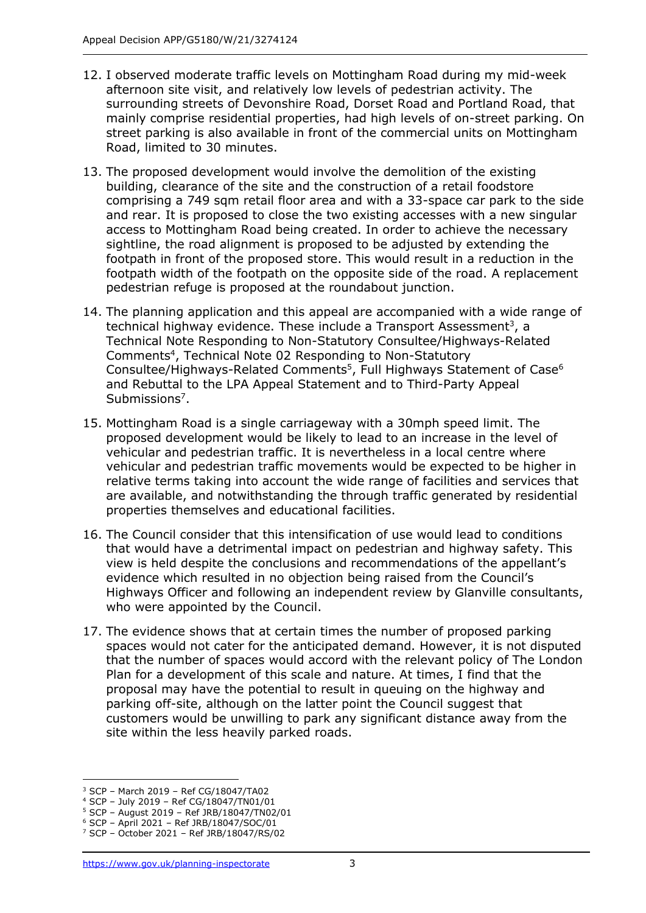12. I observed moderate traffic levels on Mottingham Road during my mid-week afternoon site visit, and relatively low levels of pedestrian activity. The surrounding streets of Devonshire Road, Dorset Road and Portland Road, that mainly comprise residential properties, had high levels of on-street parking. On street parking is also available in front of the commercial units on Mottingham Road, limited to 30 minutes.

13. The proposed development would involve the demolition of the existing building, clearance of the site and the construction of a retail foodstore comprising a 749 sqm retail floor area and with a 33-space car park to the side and rear. It is proposed to close the two existing accesses with a new singular access to Mottingham Road being created. In order to achieve the necessary sightline, the road alignment is proposed to be adjusted by extending the footpath in front of the proposed store. This would result in a reduction in the footpath width of the footpath on the opposite side of the road. A replacement pedestrian refuge is proposed at the roundabout junction.

14. The planning application and this appeal are accompanied with a wide range of technical highway evidence. These include a Transport Assessment[3], a Technical Note Responding to Non-Statutory Consultee/Highways-Related Comments[4], Technical Note 02 Responding to Non-Statutory Consultee/Highways-Related Comments[5], Full Highways Statement of Case[6] and Rebuttal to the LPA Appeal Statement and to Third-Party Appeal Submissions[7].

15. Mottingham Road is a single carriageway with a 30mph speed limit. The proposed development would be likely to lead to an increase in the level of vehicular and pedestrian traffic. It is nevertheless in a local centre where vehicular and pedestrian traffic movements would be expected to be higher in relative terms taking into account the wide range of facilities and services that are available, and notwithstanding the through traffic generated by residential properties themselves and educational facilities.

16. The Council consider that this intensification of use would lead to conditions that would have a detrimental impact on pedestrian and highway safety. This view is held despite the conclusions and recommendations of the appellant's evidence which resulted in no objection being raised from the Council's Highways Officer and following an independent review by Glanville consultants, who were appointed by the Council.

17. The evidence shows that at certain times the number of proposed parking spaces would not cater for the anticipated demand. However, it is not disputed that the number of spaces would accord with the relevant policy of The London Plan for a development of this scale and nature. At times, I find that the proposal may have the potential to result in queuing on the highway and parking off-site, although on the latter point the Council suggest that customers would be unwilling to park any significant distance away from the site within the less heavily parked roads.

---

[3] SCP – March 2019 – Ref CG/18047/TA02

[4] SCP – July 2019 – Ref CG/18047/TN01/01

[5] SCP – August 2019 – Ref JRB/18047/TN02/01

[6] SCP – April 2021 – Ref JRB/18047/SOC/01

[7] SCP – October 2021 – Ref JRB/18047/RS/02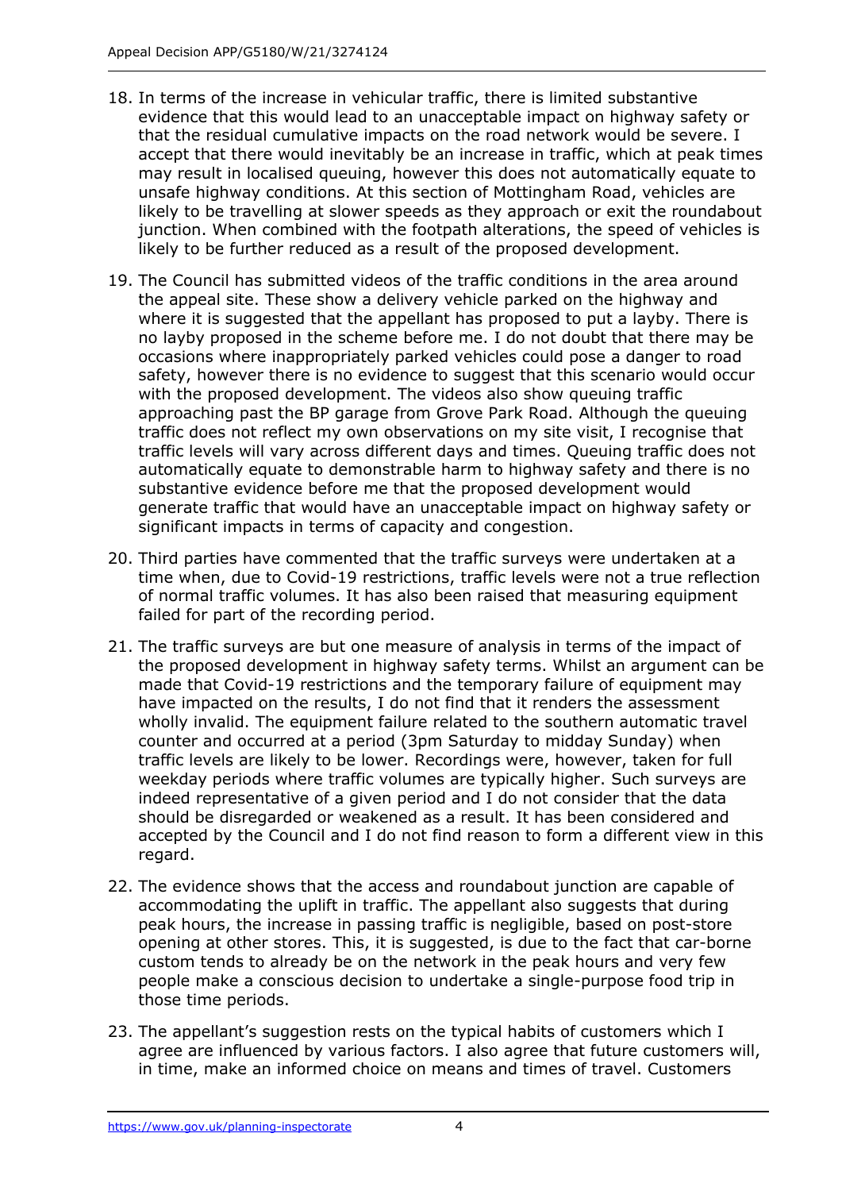18. In terms of the increase in vehicular traffic, there is limited substantive evidence that this would lead to an unacceptable impact on highway safety or that the residual cumulative impacts on the road network would be severe. I accept that there would inevitably be an increase in traffic, which at peak times may result in localised queuing, however this does not automatically equate to unsafe highway conditions. At this section of Mottingham Road, vehicles are likely to be travelling at slower speeds as they approach or exit the roundabout junction. When combined with the footpath alterations, the speed of vehicles is likely to be further reduced as a result of the proposed development.

19. The Council has submitted videos of the traffic conditions in the area around the appeal site. These show a delivery vehicle parked on the highway and where it is suggested that the appellant has proposed to put a layby. There is no layby proposed in the scheme before me. I do not doubt that there may be occasions where inappropriately parked vehicles could pose a danger to road safety, however there is no evidence to suggest that this scenario would occur with the proposed development. The videos also show queuing traffic approaching past the BP garage from Grove Park Road. Although the queuing traffic does not reflect my own observations on my site visit, I recognise that traffic levels will vary across different days and times. Queuing traffic does not automatically equate to demonstrable harm to highway safety and there is no substantive evidence before me that the proposed development would generate traffic that would have an unacceptable impact on highway safety or significant impacts in terms of capacity and congestion.

20. Third parties have commented that the traffic surveys were undertaken at a time when, due to Covid-19 restrictions, traffic levels were not a true reflection of normal traffic volumes. It has also been raised that measuring equipment failed for part of the recording period.

21. The traffic surveys are but one measure of analysis in terms of the impact of the proposed development in highway safety terms. Whilst an argument can be made that Covid-19 restrictions and the temporary failure of equipment may have impacted on the results, I do not find that it renders the assessment wholly invalid. The equipment failure related to the southern automatic travel counter and occurred at a period (3pm Saturday to midday Sunday) when traffic levels are likely to be lower. Recordings were, however, taken for full weekday periods where traffic volumes are typically higher. Such surveys are indeed representative of a given period and I do not consider that the data should be disregarded or weakened as a result. It has been considered and accepted by the Council and I do not find reason to form a different view in this regard.

22. The evidence shows that the access and roundabout junction are capable of accommodating the uplift in traffic. The appellant also suggests that during peak hours, the increase in passing traffic is negligible, based on post-store opening at other stores. This, it is suggested, is due to the fact that car-borne custom tends to already be on the network in the peak hours and very few people make a conscious decision to undertake a single-purpose food trip in those time periods.

23. The appellant's suggestion rests on the typical habits of customers which I agree are influenced by various factors. I also agree that future customers will, in time, make an informed choice on means and times of travel. Customers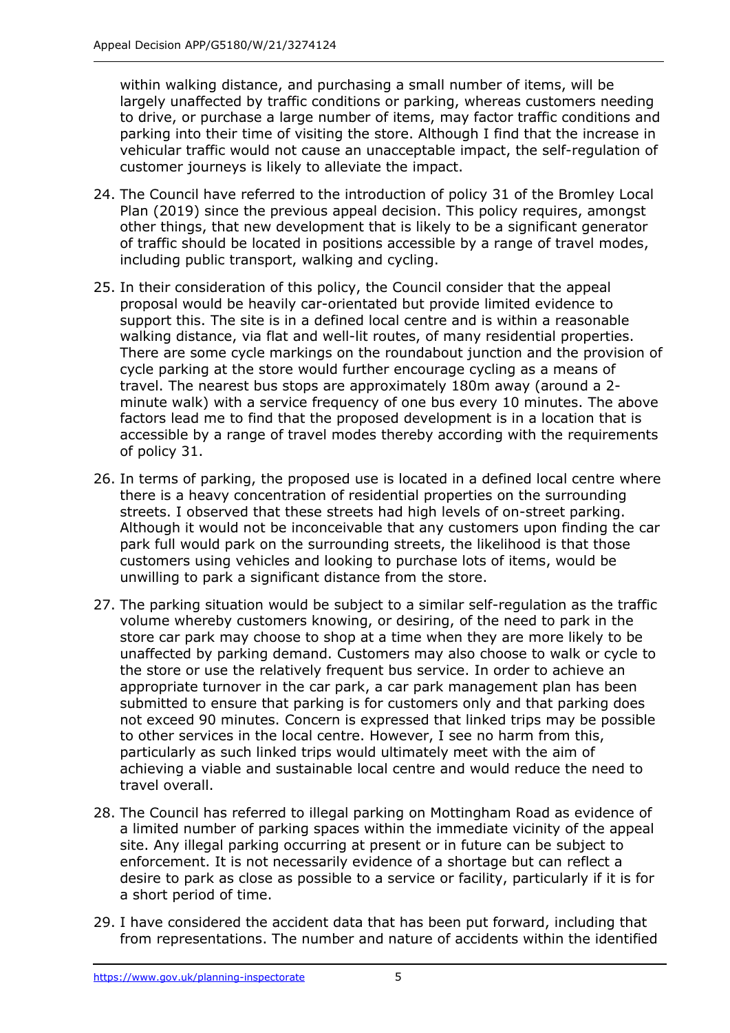within walking distance, and purchasing a small number of items, will be largely unaffected by traffic conditions or parking, whereas customers needing to drive, or purchase a large number of items, may factor traffic conditions and parking into their time of visiting the store. Although I find that the increase in vehicular traffic would not cause an unacceptable impact, the self-regulation of customer journeys is likely to alleviate the impact.

24. The Council have referred to the introduction of policy 31 of the Bromley Local Plan (2019) since the previous appeal decision. This policy requires, amongst other things, that new development that is likely to be a significant generator of traffic should be located in positions accessible by a range of travel modes, including public transport, walking and cycling.

25. In their consideration of this policy, the Council consider that the appeal proposal would be heavily car-orientated but provide limited evidence to support this. The site is in a defined local centre and is within a reasonable walking distance, via flat and well-lit routes, of many residential properties. There are some cycle markings on the roundabout junction and the provision of cycle parking at the store would further encourage cycling as a means of travel. The nearest bus stops are approximately 180m away (around a 2-minute walk) with a service frequency of one bus every 10 minutes. The above factors lead me to find that the proposed development is in a location that is accessible by a range of travel modes thereby according with the requirements of policy 31.

26. In terms of parking, the proposed use is located in a defined local centre where there is a heavy concentration of residential properties on the surrounding streets. I observed that these streets had high levels of on-street parking. Although it would not be inconceivable that any customers upon finding the car park full would park on the surrounding streets, the likelihood is that those customers using vehicles and looking to purchase lots of items, would be unwilling to park a significant distance from the store.

27. The parking situation would be subject to a similar self-regulation as the traffic volume whereby customers knowing, or desiring, of the need to park in the store car park may choose to shop at a time when they are more likely to be unaffected by parking demand. Customers may also choose to walk or cycle to the store or use the relatively frequent bus service. In order to achieve an appropriate turnover in the car park, a car park management plan has been submitted to ensure that parking is for customers only and that parking does not exceed 90 minutes. Concern is expressed that linked trips may be possible to other services in the local centre. However, I see no harm from this, particularly as such linked trips would ultimately meet with the aim of achieving a viable and sustainable local centre and would reduce the need to travel overall.

28. The Council has referred to illegal parking on Mottingham Road as evidence of a limited number of parking spaces within the immediate vicinity of the appeal site. Any illegal parking occurring at present or in future can be subject to enforcement. It is not necessarily evidence of a shortage but can reflect a desire to park as close as possible to a service or facility, particularly if it is for a short period of time.

29. I have considered the accident data that has been put forward, including that from representations. The number and nature of accidents within the identified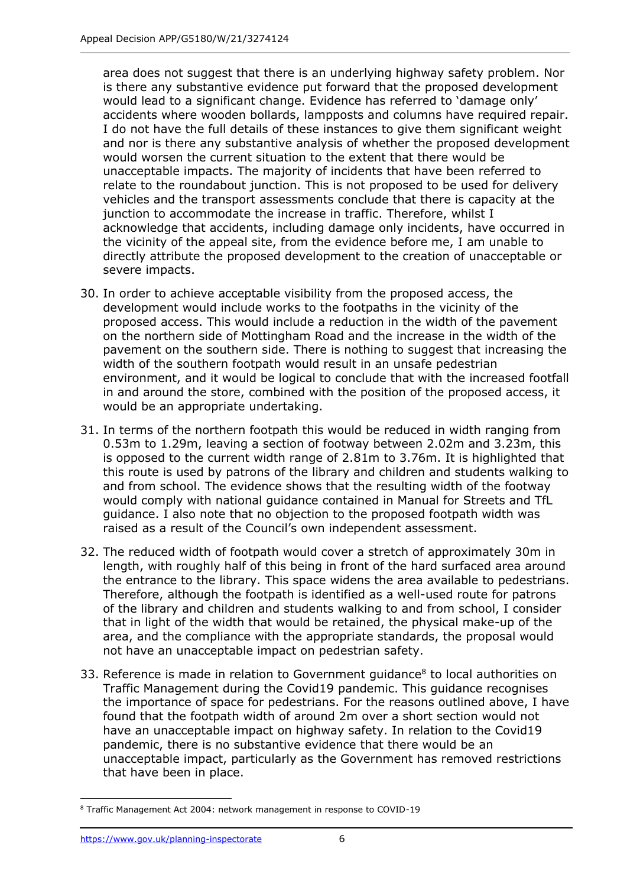area does not suggest that there is an underlying highway safety problem. Nor is there any substantive evidence put forward that the proposed development would lead to a significant change. Evidence has referred to 'damage only' accidents where wooden bollards, lampposts and columns have required repair. I do not have the full details of these instances to give them significant weight and nor is there any substantive analysis of whether the proposed development would worsen the current situation to the extent that there would be unacceptable impacts. The majority of incidents that have been referred to relate to the roundabout junction. This is not proposed to be used for delivery vehicles and the transport assessments conclude that there is capacity at the junction to accommodate the increase in traffic. Therefore, whilst I acknowledge that accidents, including damage only incidents, have occurred in the vicinity of the appeal site, from the evidence before me, I am unable to directly attribute the proposed development to the creation of unacceptable or severe impacts.

30. In order to achieve acceptable visibility from the proposed access, the development would include works to the footpaths in the vicinity of the proposed access. This would include a reduction in the width of the pavement on the northern side of Mottingham Road and the increase in the width of the pavement on the southern side. There is nothing to suggest that increasing the width of the southern footpath would result in an unsafe pedestrian environment, and it would be logical to conclude that with the increased footfall in and around the store, combined with the position of the proposed access, it would be an appropriate undertaking.

31. In terms of the northern footpath this would be reduced in width ranging from 0.53m to 1.29m, leaving a section of footway between 2.02m and 3.23m, this is opposed to the current width range of 2.81m to 3.76m. It is highlighted that this route is used by patrons of the library and children and students walking to and from school. The evidence shows that the resulting width of the footway would comply with national guidance contained in Manual for Streets and TfL guidance. I also note that no objection to the proposed footpath width was raised as a result of the Council's own independent assessment.

32. The reduced width of footpath would cover a stretch of approximately 30m in length, with roughly half of this being in front of the hard surfaced area around the entrance to the library. This space widens the area available to pedestrians. Therefore, although the footpath is identified as a well-used route for patrons of the library and children and students walking to and from school, I consider that in light of the width that would be retained, the physical make-up of the area, and the compliance with the appropriate standards, the proposal would not have an unacceptable impact on pedestrian safety.

33. Reference is made in relation to Government guidance[8] to local authorities on Traffic Management during the Covid19 pandemic. This guidance recognises the importance of space for pedestrians. For the reasons outlined above, I have found that the footpath width of around 2m over a short section would not have an unacceptable impact on highway safety. In relation to the Covid19 pandemic, there is no substantive evidence that there would be an unacceptable impact, particularly as the Government has removed restrictions that have been in place.

[8] Traffic Management Act 2004: network management in response to COVID-19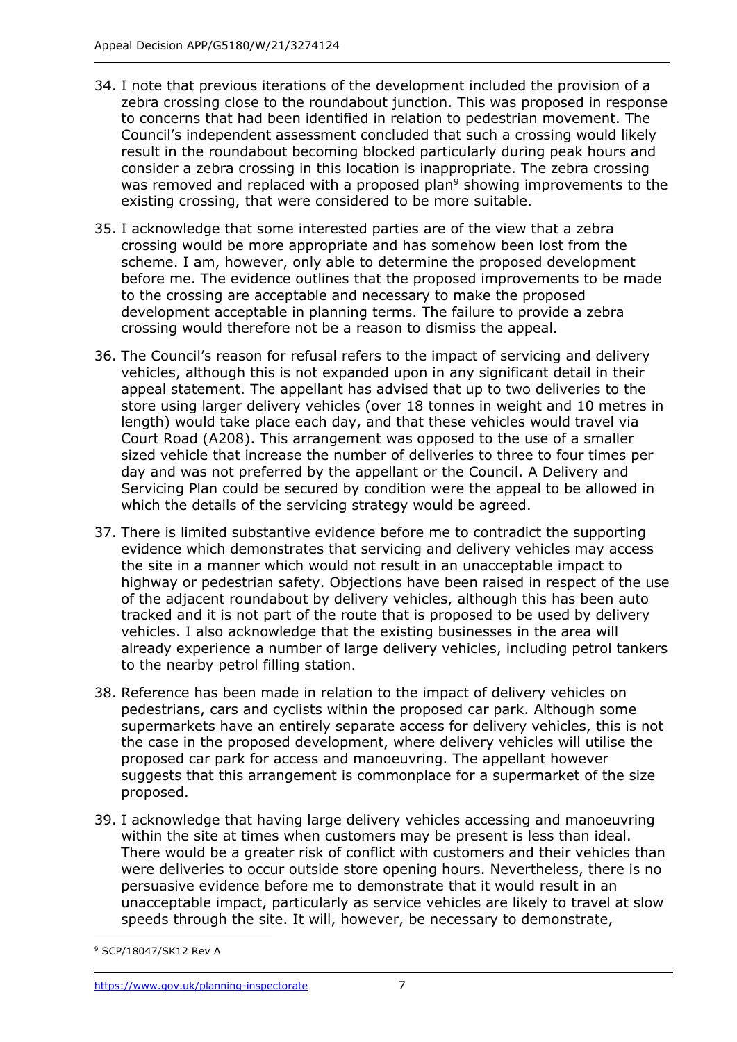34. I note that previous iterations of the development included the provision of a zebra crossing close to the roundabout junction. This was proposed in response to concerns that had been identified in relation to pedestrian movement. The Council's independent assessment concluded that such a crossing would likely result in the roundabout becoming blocked particularly during peak hours and consider a zebra crossing in this location is inappropriate. The zebra crossing was removed and replaced with a proposed plan[9] showing improvements to the existing crossing, that were considered to be more suitable.

35. I acknowledge that some interested parties are of the view that a zebra crossing would be more appropriate and has somehow been lost from the scheme. I am, however, only able to determine the proposed development before me. The evidence outlines that the proposed improvements to be made to the crossing are acceptable and necessary to make the proposed development acceptable in planning terms. The failure to provide a zebra crossing would therefore not be a reason to dismiss the appeal.

36. The Council's reason for refusal refers to the impact of servicing and delivery vehicles, although this is not expanded upon in any significant detail in their appeal statement. The appellant has advised that up to two deliveries to the store using larger delivery vehicles (over 18 tonnes in weight and 10 metres in length) would take place each day, and that these vehicles would travel via Court Road (A208). This arrangement was opposed to the use of a smaller sized vehicle that increase the number of deliveries to three to four times per day and was not preferred by the appellant or the Council. A Delivery and Servicing Plan could be secured by condition were the appeal to be allowed in which the details of the servicing strategy would be agreed.

37. There is limited substantive evidence before me to contradict the supporting evidence which demonstrates that servicing and delivery vehicles may access the site in a manner which would not result in an unacceptable impact to highway or pedestrian safety. Objections have been raised in respect of the use of the adjacent roundabout by delivery vehicles, although this has been auto tracked and it is not part of the route that is proposed to be used by delivery vehicles. I also acknowledge that the existing businesses in the area will already experience a number of large delivery vehicles, including petrol tankers to the nearby petrol filling station.

38. Reference has been made in relation to the impact of delivery vehicles on pedestrians, cars and cyclists within the proposed car park. Although some supermarkets have an entirely separate access for delivery vehicles, this is not the case in the proposed development, where delivery vehicles will utilise the proposed car park for access and manoeuvring. The appellant however suggests that this arrangement is commonplace for a supermarket of the size proposed.

39. I acknowledge that having large delivery vehicles accessing and manoeuvring within the site at times when customers may be present is less than ideal. There would be a greater risk of conflict with customers and their vehicles than were deliveries to occur outside store opening hours. Nevertheless, there is no persuasive evidence before me to demonstrate that it would result in an unacceptable impact, particularly as service vehicles are likely to travel at slow speeds through the site. It will, however, be necessary to demonstrate,

[9] SCP/18047/SK12 Rev A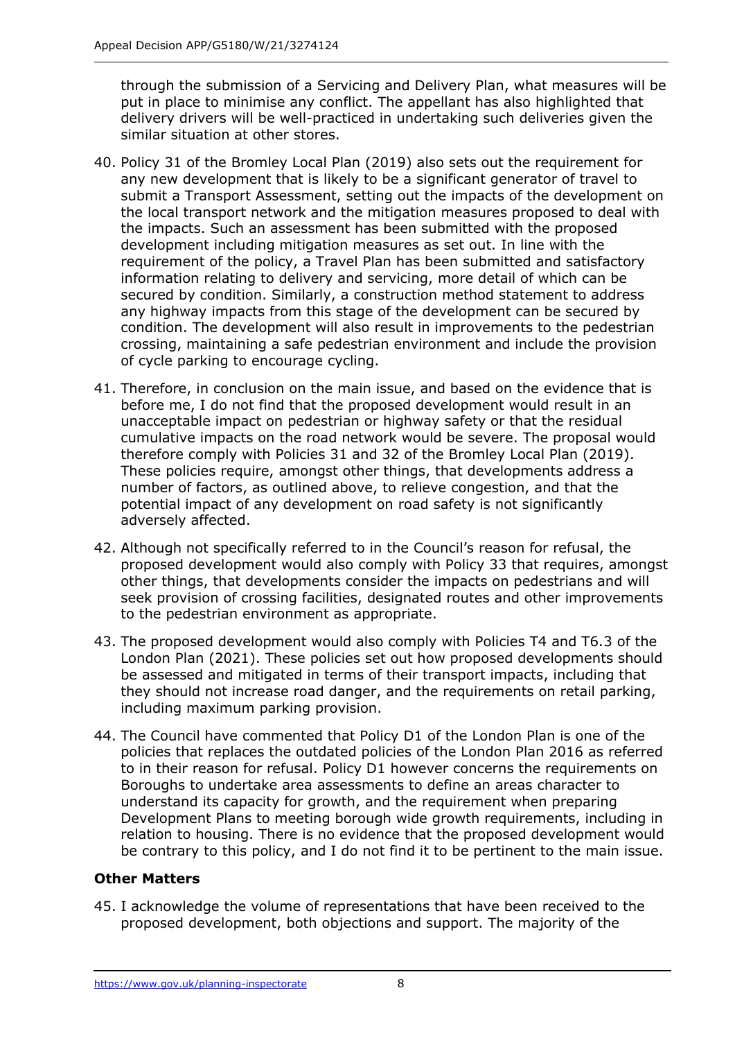through the submission of a Servicing and Delivery Plan, what measures will be put in place to minimise any conflict. The appellant has also highlighted that delivery drivers will be well-practiced in undertaking such deliveries given the similar situation at other stores.

40. Policy 31 of the Bromley Local Plan (2019) also sets out the requirement for any new development that is likely to be a significant generator of travel to submit a Transport Assessment, setting out the impacts of the development on the local transport network and the mitigation measures proposed to deal with the impacts. Such an assessment has been submitted with the proposed development including mitigation measures as set out. In line with the requirement of the policy, a Travel Plan has been submitted and satisfactory information relating to delivery and servicing, more detail of which can be secured by condition. Similarly, a construction method statement to address any highway impacts from this stage of the development can be secured by condition. The development will also result in improvements to the pedestrian crossing, maintaining a safe pedestrian environment and include the provision of cycle parking to encourage cycling.

41. Therefore, in conclusion on the main issue, and based on the evidence that is before me, I do not find that the proposed development would result in an unacceptable impact on pedestrian or highway safety or that the residual cumulative impacts on the road network would be severe. The proposal would therefore comply with Policies 31 and 32 of the Bromley Local Plan (2019). These policies require, amongst other things, that developments address a number of factors, as outlined above, to relieve congestion, and that the potential impact of any development on road safety is not significantly adversely affected.

42. Although not specifically referred to in the Council's reason for refusal, the proposed development would also comply with Policy 33 that requires, amongst other things, that developments consider the impacts on pedestrians and will seek provision of crossing facilities, designated routes and other improvements to the pedestrian environment as appropriate.

43. The proposed development would also comply with Policies T4 and T6.3 of the London Plan (2021). These policies set out how proposed developments should be assessed and mitigated in terms of their transport impacts, including that they should not increase road danger, and the requirements on retail parking, including maximum parking provision.

44. The Council have commented that Policy D1 of the London Plan is one of the policies that replaces the outdated policies of the London Plan 2016 as referred to in their reason for refusal. Policy D1 however concerns the requirements on Boroughs to undertake area assessments to define an areas character to understand its capacity for growth, and the requirement when preparing Development Plans to meeting borough wide growth requirements, including in relation to housing. There is no evidence that the proposed development would be contrary to this policy, and I do not find it to be pertinent to the main issue.

### Other Matters

45. I acknowledge the volume of representations that have been received to the proposed development, both objections and support. The majority of the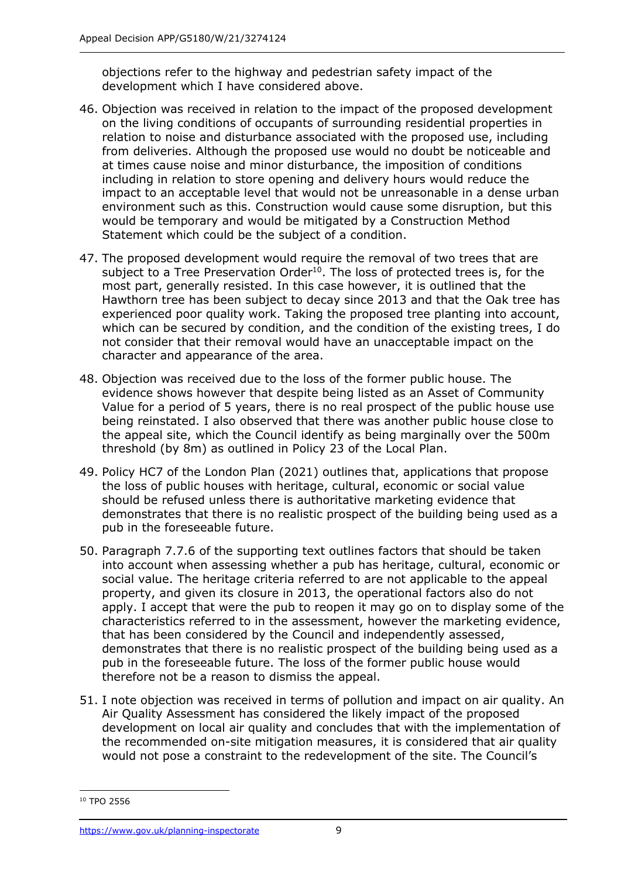objections refer to the highway and pedestrian safety impact of the development which I have considered above.

46. Objection was received in relation to the impact of the proposed development on the living conditions of occupants of surrounding residential properties in relation to noise and disturbance associated with the proposed use, including from deliveries. Although the proposed use would no doubt be noticeable and at times cause noise and minor disturbance, the imposition of conditions including in relation to store opening and delivery hours would reduce the impact to an acceptable level that would not be unreasonable in a dense urban environment such as this. Construction would cause some disruption, but this would be temporary and would be mitigated by a Construction Method Statement which could be the subject of a condition.

47. The proposed development would require the removal of two trees that are subject to a Tree Preservation Order[10]. The loss of protected trees is, for the most part, generally resisted. In this case however, it is outlined that the Hawthorn tree has been subject to decay since 2013 and that the Oak tree has experienced poor quality work. Taking the proposed tree planting into account, which can be secured by condition, and the condition of the existing trees, I do not consider that their removal would have an unacceptable impact on the character and appearance of the area.

48. Objection was received due to the loss of the former public house. The evidence shows however that despite being listed as an Asset of Community Value for a period of 5 years, there is no real prospect of the public house use being reinstated. I also observed that there was another public house close to the appeal site, which the Council identify as being marginally over the 500m threshold (by 8m) as outlined in Policy 23 of the Local Plan.

49. Policy HC7 of the London Plan (2021) outlines that, applications that propose the loss of public houses with heritage, cultural, economic or social value should be refused unless there is authoritative marketing evidence that demonstrates that there is no realistic prospect of the building being used as a pub in the foreseeable future.

50. Paragraph 7.7.6 of the supporting text outlines factors that should be taken into account when assessing whether a pub has heritage, cultural, economic or social value. The heritage criteria referred to are not applicable to the appeal property, and given its closure in 2013, the operational factors also do not apply. I accept that were the pub to reopen it may go on to display some of the characteristics referred to in the assessment, however the marketing evidence, that has been considered by the Council and independently assessed, demonstrates that there is no realistic prospect of the building being used as a pub in the foreseeable future. The loss of the former public house would therefore not be a reason to dismiss the appeal.

51. I note objection was received in terms of pollution and impact on air quality. An Air Quality Assessment has considered the likely impact of the proposed development on local air quality and concludes that with the implementation of the recommended on-site mitigation measures, it is considered that air quality would not pose a constraint to the redevelopment of the site. The Council's

[10] TPO 2556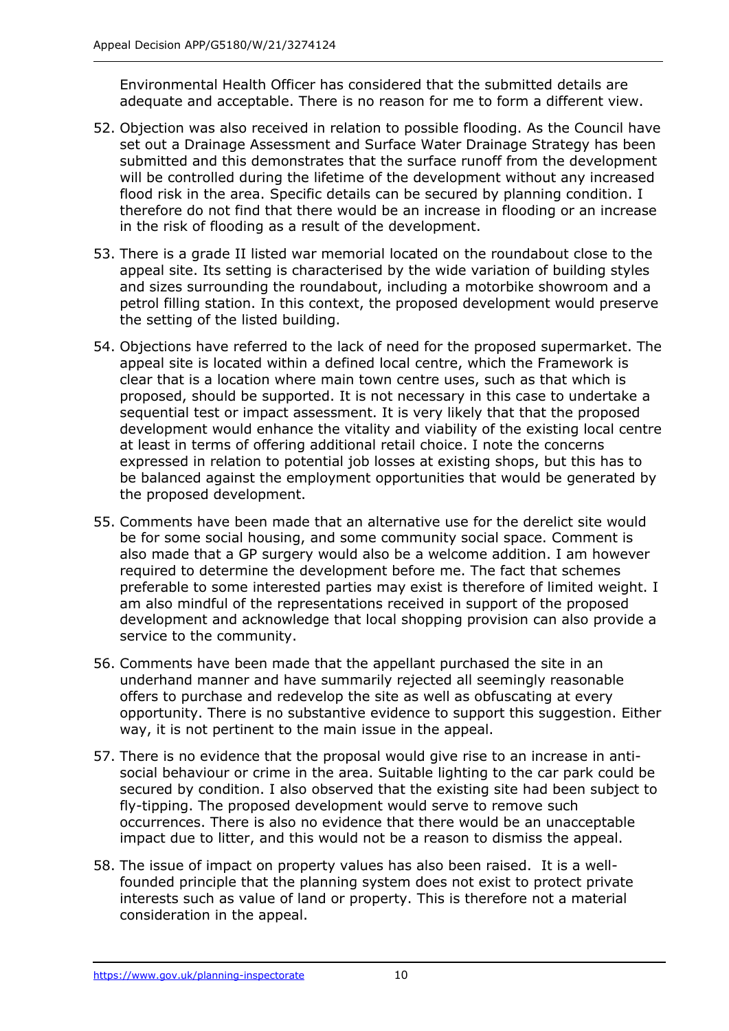Environmental Health Officer has considered that the submitted details are adequate and acceptable. There is no reason for me to form a different view.

52. Objection was also received in relation to possible flooding. As the Council have set out a Drainage Assessment and Surface Water Drainage Strategy has been submitted and this demonstrates that the surface runoff from the development will be controlled during the lifetime of the development without any increased flood risk in the area. Specific details can be secured by planning condition. I therefore do not find that there would be an increase in flooding or an increase in the risk of flooding as a result of the development.

53. There is a grade II listed war memorial located on the roundabout close to the appeal site. Its setting is characterised by the wide variation of building styles and sizes surrounding the roundabout, including a motorbike showroom and a petrol filling station. In this context, the proposed development would preserve the setting of the listed building.

54. Objections have referred to the lack of need for the proposed supermarket. The appeal site is located within a defined local centre, which the Framework is clear that is a location where main town centre uses, such as that which is proposed, should be supported. It is not necessary in this case to undertake a sequential test or impact assessment. It is very likely that that the proposed development would enhance the vitality and viability of the existing local centre at least in terms of offering additional retail choice. I note the concerns expressed in relation to potential job losses at existing shops, but this has to be balanced against the employment opportunities that would be generated by the proposed development.

55. Comments have been made that an alternative use for the derelict site would be for some social housing, and some community social space. Comment is also made that a GP surgery would also be a welcome addition. I am however required to determine the development before me. The fact that schemes preferable to some interested parties may exist is therefore of limited weight. I am also mindful of the representations received in support of the proposed development and acknowledge that local shopping provision can also provide a service to the community.

56. Comments have been made that the appellant purchased the site in an underhand manner and have summarily rejected all seemingly reasonable offers to purchase and redevelop the site as well as obfuscating at every opportunity. There is no substantive evidence to support this suggestion. Either way, it is not pertinent to the main issue in the appeal.

57. There is no evidence that the proposal would give rise to an increase in anti-social behaviour or crime in the area. Suitable lighting to the car park could be secured by condition. I also observed that the existing site had been subject to fly-tipping. The proposed development would serve to remove such occurrences. There is also no evidence that there would be an unacceptable impact due to litter, and this would not be a reason to dismiss the appeal.

58. The issue of impact on property values has also been raised. It is a well-founded principle that the planning system does not exist to protect private interests such as value of land or property. This is therefore not a material consideration in the appeal.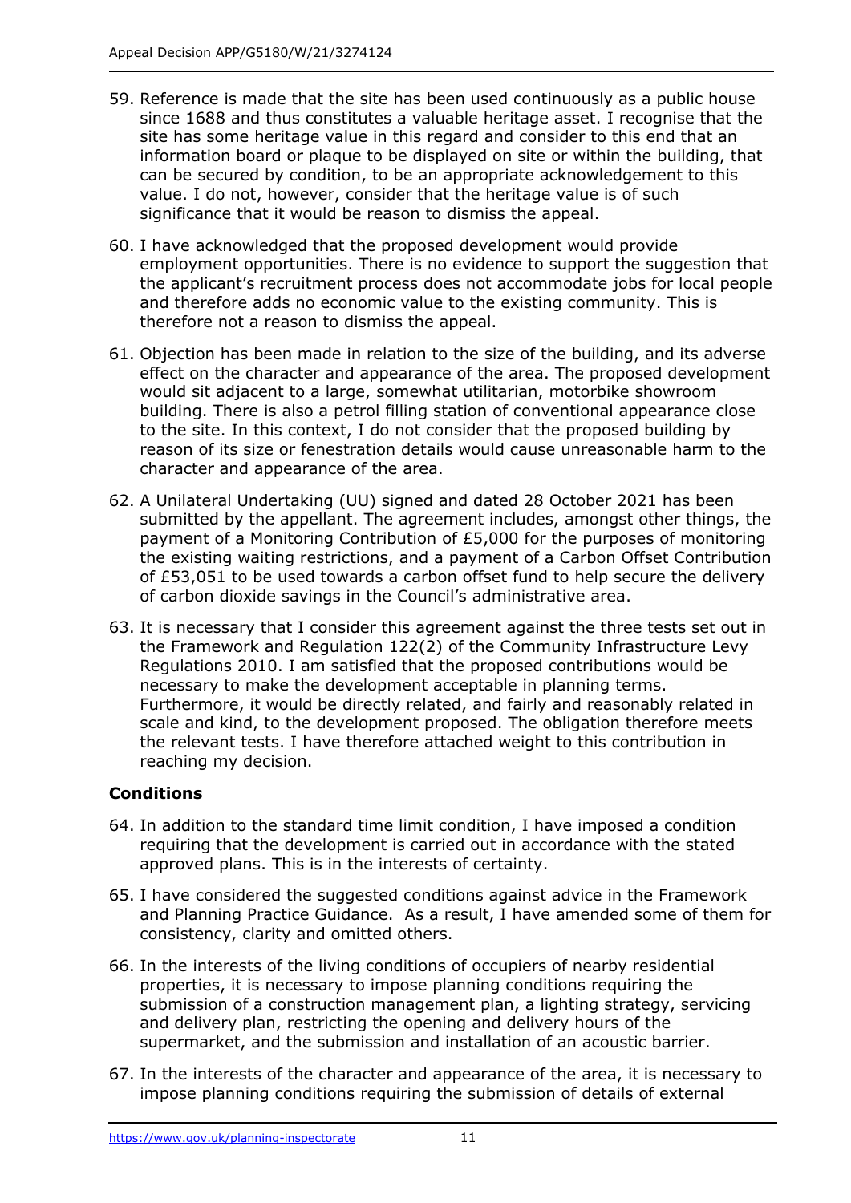59. Reference is made that the site has been used continuously as a public house since 1688 and thus constitutes a valuable heritage asset. I recognise that the site has some heritage value in this regard and consider to this end that an information board or plaque to be displayed on site or within the building, that can be secured by condition, to be an appropriate acknowledgement to this value. I do not, however, consider that the heritage value is of such significance that it would be reason to dismiss the appeal.

60. I have acknowledged that the proposed development would provide employment opportunities. There is no evidence to support the suggestion that the applicant's recruitment process does not accommodate jobs for local people and therefore adds no economic value to the existing community. This is therefore not a reason to dismiss the appeal.

61. Objection has been made in relation to the size of the building, and its adverse effect on the character and appearance of the area. The proposed development would sit adjacent to a large, somewhat utilitarian, motorbike showroom building. There is also a petrol filling station of conventional appearance close to the site. In this context, I do not consider that the proposed building by reason of its size or fenestration details would cause unreasonable harm to the character and appearance of the area.

62. A Unilateral Undertaking (UU) signed and dated 28 October 2021 has been submitted by the appellant. The agreement includes, amongst other things, the payment of a Monitoring Contribution of £5,000 for the purposes of monitoring the existing waiting restrictions, and a payment of a Carbon Offset Contribution of £53,051 to be used towards a carbon offset fund to help secure the delivery of carbon dioxide savings in the Council's administrative area.

63. It is necessary that I consider this agreement against the three tests set out in the Framework and Regulation 122(2) of the Community Infrastructure Levy Regulations 2010. I am satisfied that the proposed contributions would be necessary to make the development acceptable in planning terms. Furthermore, it would be directly related, and fairly and reasonably related in scale and kind, to the development proposed. The obligation therefore meets the relevant tests. I have therefore attached weight to this contribution in reaching my decision.

## Conditions

64. In addition to the standard time limit condition, I have imposed a condition requiring that the development is carried out in accordance with the stated approved plans. This is in the interests of certainty.

65. I have considered the suggested conditions against advice in the Framework and Planning Practice Guidance. As a result, I have amended some of them for consistency, clarity and omitted others.

66. In the interests of the living conditions of occupiers of nearby residential properties, it is necessary to impose planning conditions requiring the submission of a construction management plan, a lighting strategy, servicing and delivery plan, restricting the opening and delivery hours of the supermarket, and the submission and installation of an acoustic barrier.

67. In the interests of the character and appearance of the area, it is necessary to impose planning conditions requiring the submission of details of external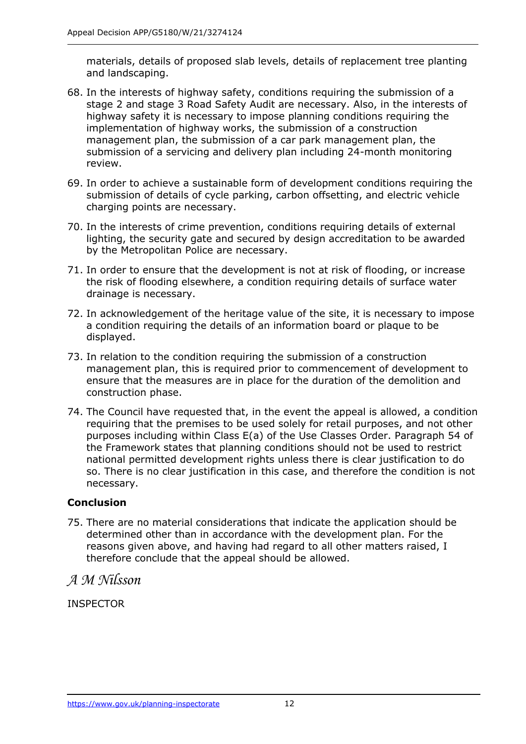materials, details of proposed slab levels, details of replacement tree planting and landscaping.

68. In the interests of highway safety, conditions requiring the submission of a stage 2 and stage 3 Road Safety Audit are necessary. Also, in the interests of highway safety it is necessary to impose planning conditions requiring the implementation of highway works, the submission of a construction management plan, the submission of a car park management plan, the submission of a servicing and delivery plan including 24-month monitoring review.

69. In order to achieve a sustainable form of development conditions requiring the submission of details of cycle parking, carbon offsetting, and electric vehicle charging points are necessary.

70. In the interests of crime prevention, conditions requiring details of external lighting, the security gate and secured by design accreditation to be awarded by the Metropolitan Police are necessary.

71. In order to ensure that the development is not at risk of flooding, or increase the risk of flooding elsewhere, a condition requiring details of surface water drainage is necessary.

72. In acknowledgement of the heritage value of the site, it is necessary to impose a condition requiring the details of an information board or plaque to be displayed.

73. In relation to the condition requiring the submission of a construction management plan, this is required prior to commencement of development to ensure that the measures are in place for the duration of the demolition and construction phase.

74. The Council have requested that, in the event the appeal is allowed, a condition requiring that the premises to be used solely for retail purposes, and not other purposes including within Class E(a) of the Use Classes Order. Paragraph 54 of the Framework states that planning conditions should not be used to restrict national permitted development rights unless there is clear justification to do so. There is no clear justification in this case, and therefore the condition is not necessary.

## Conclusion

75. There are no material considerations that indicate the application should be determined other than in accordance with the development plan. For the reasons given above, and having had regard to all other matters raised, I therefore conclude that the appeal should be allowed.

*A M Nilsson*

INSPECTOR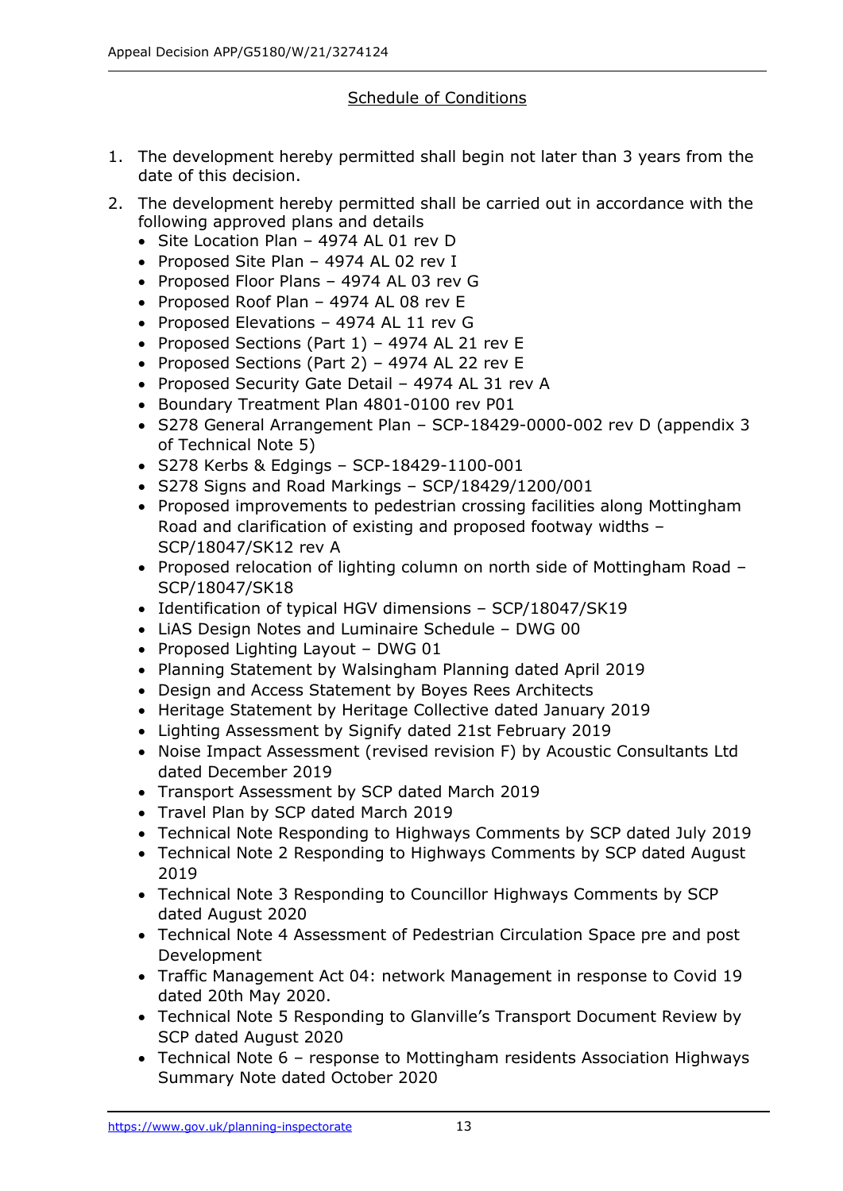## Schedule of Conditions

1. The development hereby permitted shall begin not later than 3 years from the date of this decision.
2. The development hereby permitted shall be carried out in accordance with the following approved plans and details
   - Site Location Plan – 4974 AL 01 rev D
   - Proposed Site Plan – 4974 AL 02 rev I
   - Proposed Floor Plans – 4974 AL 03 rev G
   - Proposed Roof Plan – 4974 AL 08 rev E
   - Proposed Elevations – 4974 AL 11 rev G
   - Proposed Sections (Part 1) – 4974 AL 21 rev E
   - Proposed Sections (Part 2) – 4974 AL 22 rev E
   - Proposed Security Gate Detail – 4974 AL 31 rev A
   - Boundary Treatment Plan 4801-0100 rev P01
   - S278 General Arrangement Plan – SCP-18429-0000-002 rev D (appendix 3 of Technical Note 5)
   - S278 Kerbs & Edgings – SCP-18429-1100-001
   - S278 Signs and Road Markings – SCP/18429/1200/001
   - Proposed improvements to pedestrian crossing facilities along Mottingham Road and clarification of existing and proposed footway widths – SCP/18047/SK12 rev A
   - Proposed relocation of lighting column on north side of Mottingham Road – SCP/18047/SK18
   - Identification of typical HGV dimensions – SCP/18047/SK19
   - LiAS Design Notes and Luminaire Schedule – DWG 00
   - Proposed Lighting Layout – DWG 01
   - Planning Statement by Walsingham Planning dated April 2019
   - Design and Access Statement by Boyes Rees Architects
   - Heritage Statement by Heritage Collective dated January 2019
   - Lighting Assessment by Signify dated 21st February 2019
   - Noise Impact Assessment (revised revision F) by Acoustic Consultants Ltd dated December 2019
   - Transport Assessment by SCP dated March 2019
   - Travel Plan by SCP dated March 2019
   - Technical Note Responding to Highways Comments by SCP dated July 2019
   - Technical Note 2 Responding to Highways Comments by SCP dated August 2019
   - Technical Note 3 Responding to Councillor Highways Comments by SCP dated August 2020
   - Technical Note 4 Assessment of Pedestrian Circulation Space pre and post Development
   - Traffic Management Act 04: network Management in response to Covid 19 dated 20th May 2020.
   - Technical Note 5 Responding to Glanville's Transport Document Review by SCP dated August 2020
   - Technical Note 6 – response to Mottingham residents Association Highways Summary Note dated October 2020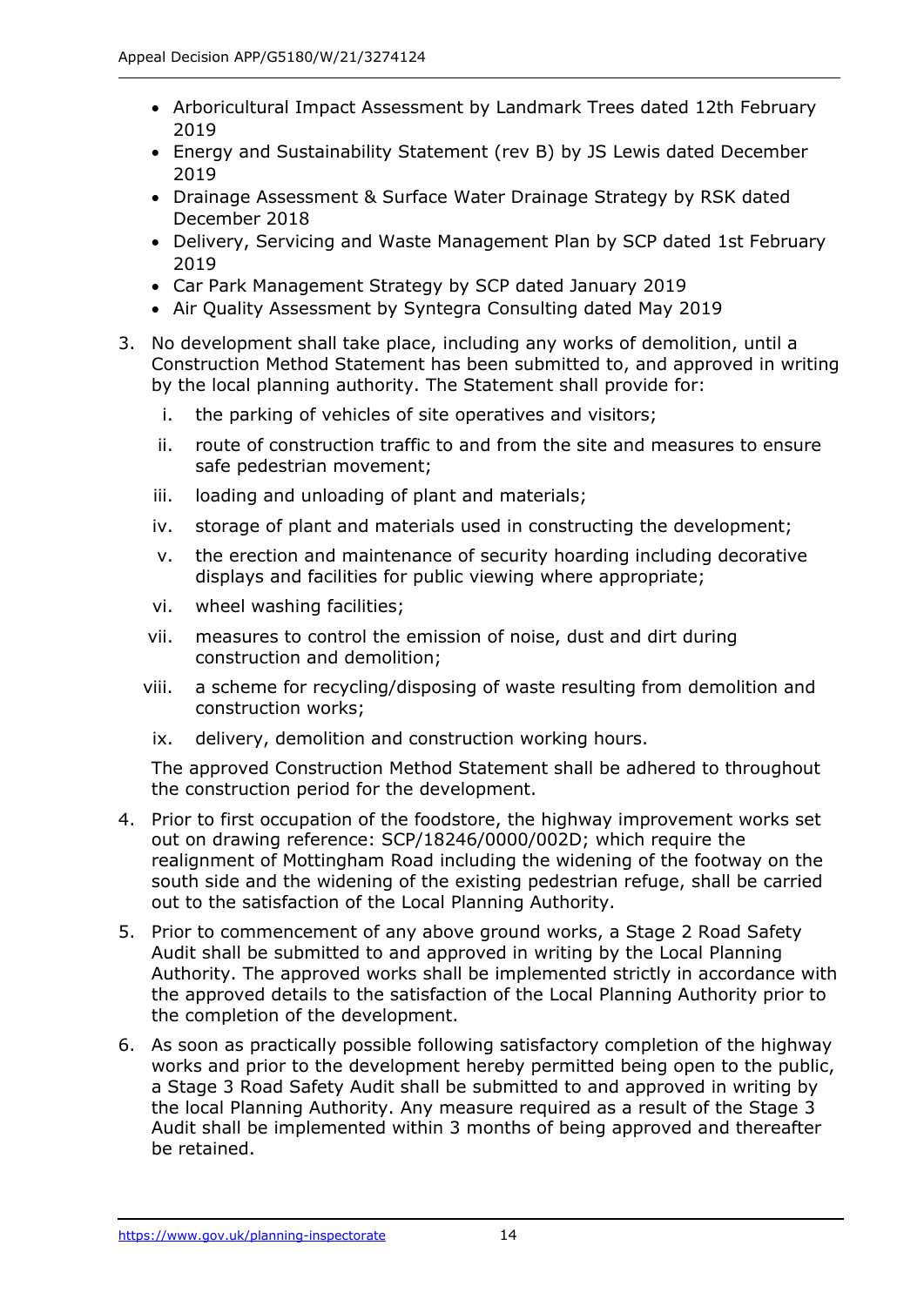- Arboricultural Impact Assessment by Landmark Trees dated 12th February 2019
- Energy and Sustainability Statement (rev B) by JS Lewis dated December 2019
- Drainage Assessment & Surface Water Drainage Strategy by RSK dated December 2018
- Delivery, Servicing and Waste Management Plan by SCP dated 1st February 2019
- Car Park Management Strategy by SCP dated January 2019
- Air Quality Assessment by Syntegra Consulting dated May 2019

3. No development shall take place, including any works of demolition, until a Construction Method Statement has been submitted to, and approved in writing by the local planning authority. The Statement shall provide for:

    i. the parking of vehicles of site operatives and visitors;

    ii. route of construction traffic to and from the site and measures to ensure safe pedestrian movement;

    iii. loading and unloading of plant and materials;

    iv. storage of plant and materials used in constructing the development;

    v. the erection and maintenance of security hoarding including decorative displays and facilities for public viewing where appropriate;

    vi. wheel washing facilities;

    vii. measures to control the emission of noise, dust and dirt during construction and demolition;

    viii. a scheme for recycling/disposing of waste resulting from demolition and construction works;

    ix. delivery, demolition and construction working hours.

    The approved Construction Method Statement shall be adhered to throughout the construction period for the development.

4. Prior to first occupation of the foodstore, the highway improvement works set out on drawing reference: SCP/18246/0000/002D; which require the realignment of Mottingham Road including the widening of the footway on the south side and the widening of the existing pedestrian refuge, shall be carried out to the satisfaction of the Local Planning Authority.

5. Prior to commencement of any above ground works, a Stage 2 Road Safety Audit shall be submitted to and approved in writing by the Local Planning Authority. The approved works shall be implemented strictly in accordance with the approved details to the satisfaction of the Local Planning Authority prior to the completion of the development.

6. As soon as practically possible following satisfactory completion of the highway works and prior to the development hereby permitted being open to the public, a Stage 3 Road Safety Audit shall be submitted to and approved in writing by the local Planning Authority. Any measure required as a result of the Stage 3 Audit shall be implemented within 3 months of being approved and thereafter be retained.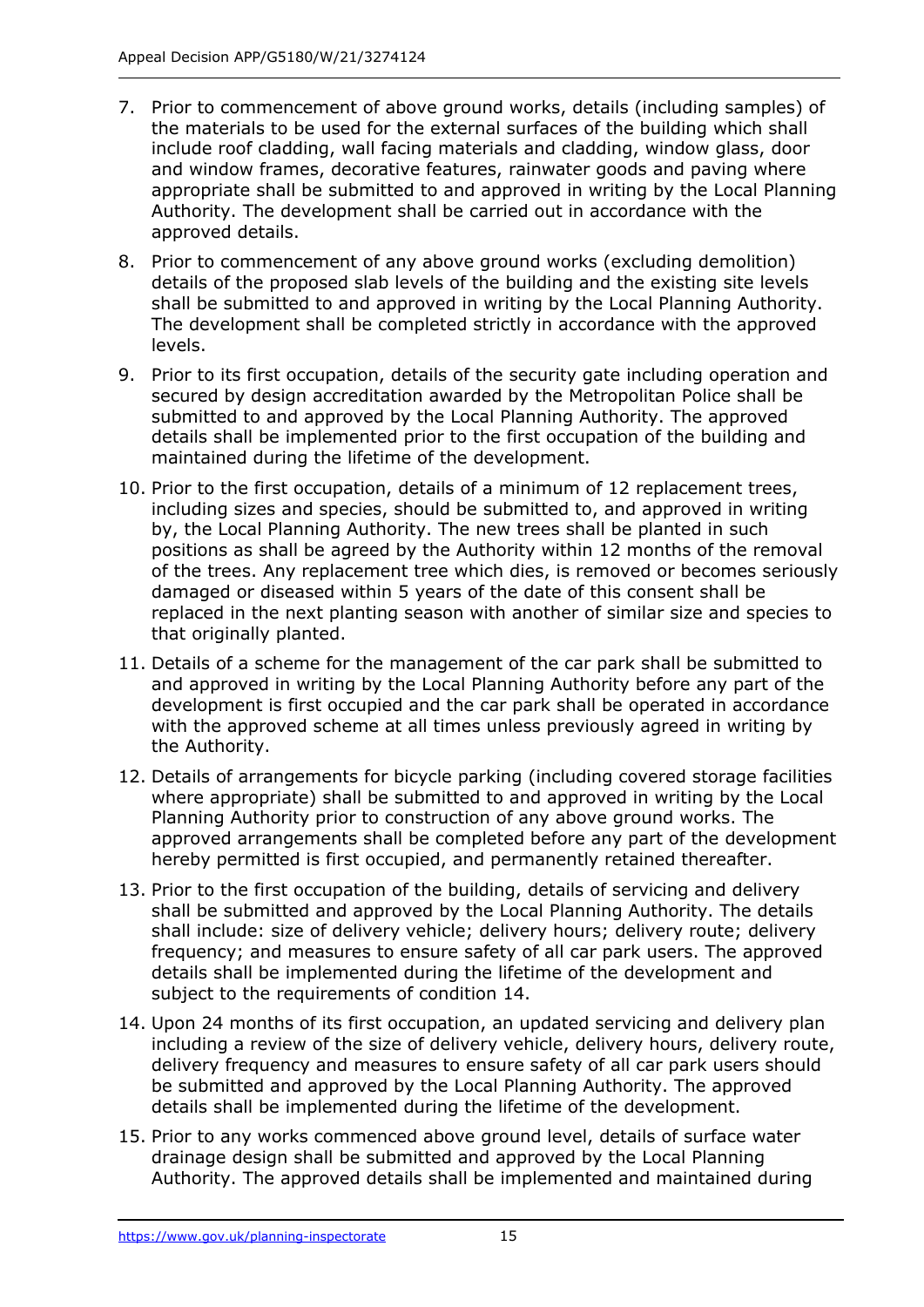7. Prior to commencement of above ground works, details (including samples) of the materials to be used for the external surfaces of the building which shall include roof cladding, wall facing materials and cladding, window glass, door and window frames, decorative features, rainwater goods and paving where appropriate shall be submitted to and approved in writing by the Local Planning Authority. The development shall be carried out in accordance with the approved details.

8. Prior to commencement of any above ground works (excluding demolition) details of the proposed slab levels of the building and the existing site levels shall be submitted to and approved in writing by the Local Planning Authority. The development shall be completed strictly in accordance with the approved levels.

9. Prior to its first occupation, details of the security gate including operation and secured by design accreditation awarded by the Metropolitan Police shall be submitted to and approved by the Local Planning Authority. The approved details shall be implemented prior to the first occupation of the building and maintained during the lifetime of the development.

10. Prior to the first occupation, details of a minimum of 12 replacement trees, including sizes and species, should be submitted to, and approved in writing by, the Local Planning Authority. The new trees shall be planted in such positions as shall be agreed by the Authority within 12 months of the removal of the trees. Any replacement tree which dies, is removed or becomes seriously damaged or diseased within 5 years of the date of this consent shall be replaced in the next planting season with another of similar size and species to that originally planted.

11. Details of a scheme for the management of the car park shall be submitted to and approved in writing by the Local Planning Authority before any part of the development is first occupied and the car park shall be operated in accordance with the approved scheme at all times unless previously agreed in writing by the Authority.

12. Details of arrangements for bicycle parking (including covered storage facilities where appropriate) shall be submitted to and approved in writing by the Local Planning Authority prior to construction of any above ground works. The approved arrangements shall be completed before any part of the development hereby permitted is first occupied, and permanently retained thereafter.

13. Prior to the first occupation of the building, details of servicing and delivery shall be submitted and approved by the Local Planning Authority. The details shall include: size of delivery vehicle; delivery hours; delivery route; delivery frequency; and measures to ensure safety of all car park users. The approved details shall be implemented during the lifetime of the development and subject to the requirements of condition 14.

14. Upon 24 months of its first occupation, an updated servicing and delivery plan including a review of the size of delivery vehicle, delivery hours, delivery route, delivery frequency and measures to ensure safety of all car park users should be submitted and approved by the Local Planning Authority. The approved details shall be implemented during the lifetime of the development.

15. Prior to any works commenced above ground level, details of surface water drainage design shall be submitted and approved by the Local Planning Authority. The approved details shall be implemented and maintained during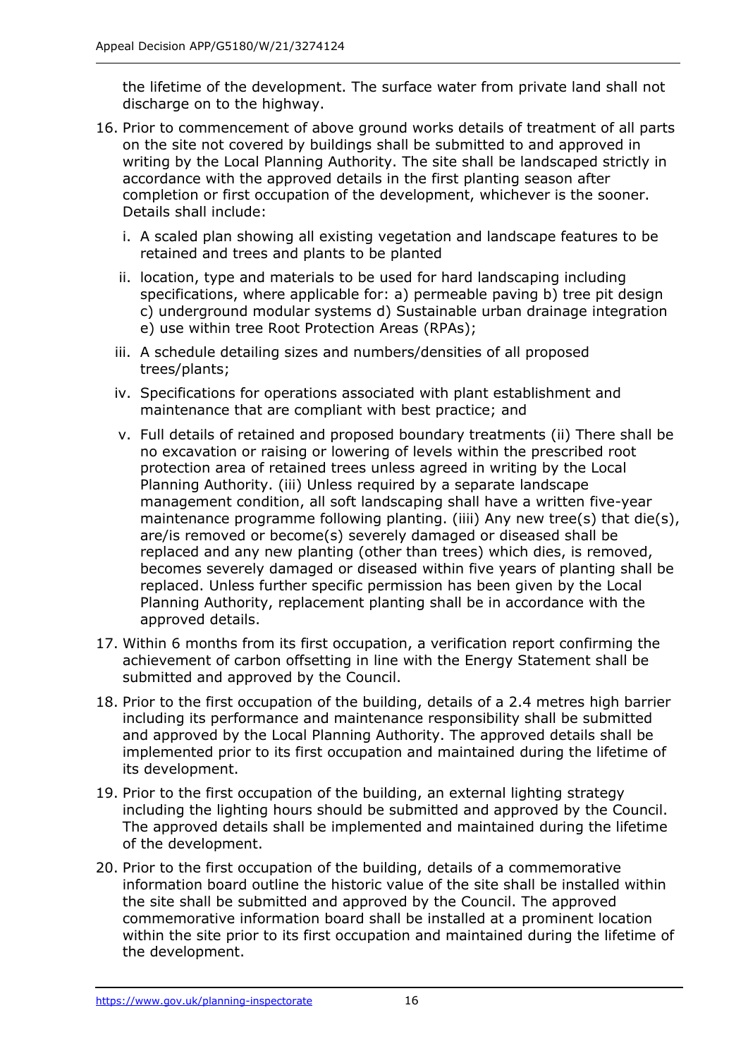the lifetime of the development. The surface water from private land shall not discharge on to the highway.

16. Prior to commencement of above ground works details of treatment of all parts on the site not covered by buildings shall be submitted to and approved in writing by the Local Planning Authority. The site shall be landscaped strictly in accordance with the approved details in the first planting season after completion or first occupation of the development, whichever is the sooner. Details shall include:

    i. A scaled plan showing all existing vegetation and landscape features to be retained and trees and plants to be planted

    ii. location, type and materials to be used for hard landscaping including specifications, where applicable for: a) permeable paving b) tree pit design c) underground modular systems d) Sustainable urban drainage integration e) use within tree Root Protection Areas (RPAs);

    iii. A schedule detailing sizes and numbers/densities of all proposed trees/plants;

    iv. Specifications for operations associated with plant establishment and maintenance that are compliant with best practice; and

    v. Full details of retained and proposed boundary treatments (ii) There shall be no excavation or raising or lowering of levels within the prescribed root protection area of retained trees unless agreed in writing by the Local Planning Authority. (iii) Unless required by a separate landscape management condition, all soft landscaping shall have a written five-year maintenance programme following planting. (iiii) Any new tree(s) that die(s), are/is removed or become(s) severely damaged or diseased shall be replaced and any new planting (other than trees) which dies, is removed, becomes severely damaged or diseased within five years of planting shall be replaced. Unless further specific permission has been given by the Local Planning Authority, replacement planting shall be in accordance with the approved details.

17. Within 6 months from its first occupation, a verification report confirming the achievement of carbon offsetting in line with the Energy Statement shall be submitted and approved by the Council.

18. Prior to the first occupation of the building, details of a 2.4 metres high barrier including its performance and maintenance responsibility shall be submitted and approved by the Local Planning Authority. The approved details shall be implemented prior to its first occupation and maintained during the lifetime of its development.

19. Prior to the first occupation of the building, an external lighting strategy including the lighting hours should be submitted and approved by the Council. The approved details shall be implemented and maintained during the lifetime of the development.

20. Prior to the first occupation of the building, details of a commemorative information board outline the historic value of the site shall be installed within the site shall be submitted and approved by the Council. The approved commemorative information board shall be installed at a prominent location within the site prior to its first occupation and maintained during the lifetime of the development.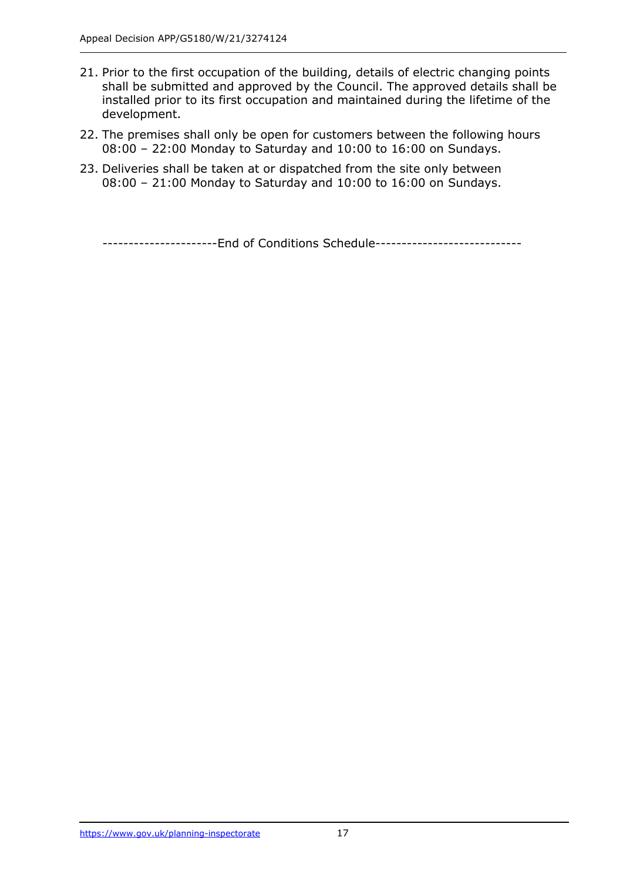21. Prior to the first occupation of the building, details of electric changing points shall be submitted and approved by the Council. The approved details shall be installed prior to its first occupation and maintained during the lifetime of the development.

22. The premises shall only be open for customers between the following hours 08:00 – 22:00 Monday to Saturday and 10:00 to 16:00 on Sundays.

23. Deliveries shall be taken at or dispatched from the site only between 08:00 – 21:00 Monday to Saturday and 10:00 to 16:00 on Sundays.

----------------------End of Conditions Schedule----------------------------